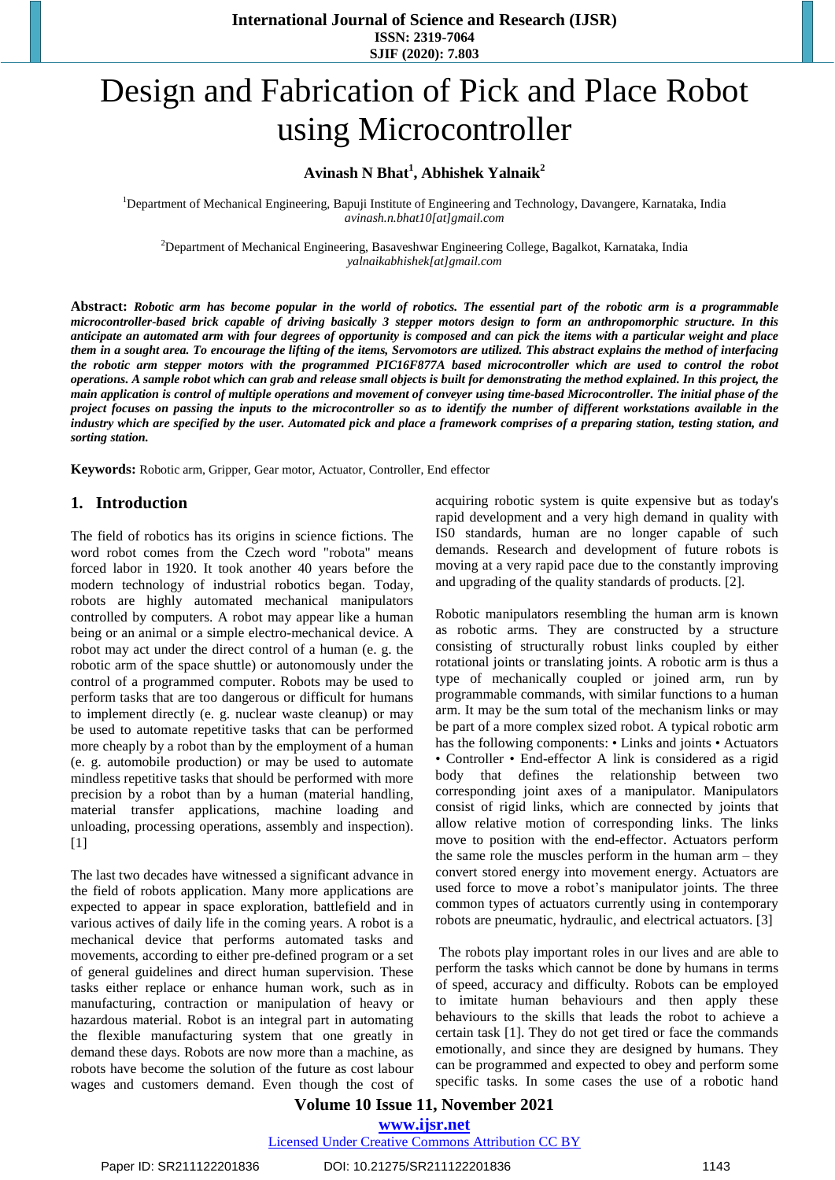# Design and Fabrication of Pick and Place Robot using Microcontroller

**Avinash N Bhat[1], Abhishek Yalnaik[2]**

[1]Department of Mechanical Engineering, Bapuji Institute of Engineering and Technology, Davangere, Karnataka, India
*avinash.n.bhat10[at]gmail.com*

[2]Department of Mechanical Engineering, Basaveshwar Engineering College, Bagalkot, Karnataka, India
*yalnaikabhishek[at]gmail.com*

**Abstract:** ***Robotic arm has become popular in the world of robotics. The essential part of the robotic arm is a programmable microcontroller-based brick capable of driving basically 3 stepper motors design to form an anthropomorphic structure. In this anticipate an automated arm with four degrees of opportunity is composed and can pick the items with a particular weight and place them in a sought area. To encourage the lifting of the items, Servomotors are utilized. This abstract explains the method of interfacing the robotic arm stepper motors with the programmed PIC16F877A based microcontroller which are used to control the robot operations. A sample robot which can grab and release small objects is built for demonstrating the method explained. In this project, the main application is control of multiple operations and movement of conveyer using time-based Microcontroller. The initial phase of the project focuses on passing the inputs to the microcontroller so as to identify the number of different workstations available in the industry which are specified by the user. Automated pick and place a framework comprises of a preparing station, testing station, and sorting station.***

**Keywords:** Robotic arm, Gripper, Gear motor, Actuator, Controller, End effector

## 1. Introduction

The field of robotics has its origins in science fictions. The word robot comes from the Czech word "robota" means forced labor in 1920. It took another 40 years before the modern technology of industrial robotics began. Today, robots are highly automated mechanical manipulators controlled by computers. A robot may appear like a human being or an animal or a simple electro-mechanical device. A robot may act under the direct control of a human (e. g. the robotic arm of the space shuttle) or autonomously under the control of a programmed computer. Robots may be used to perform tasks that are too dangerous or difficult for humans to implement directly (e. g. nuclear waste cleanup) or may be used to automate repetitive tasks that can be performed more cheaply by a robot than by the employment of a human (e. g. automobile production) or may be used to automate mindless repetitive tasks that should be performed with more precision by a robot than by a human (material handling, material transfer applications, machine loading and unloading, processing operations, assembly and inspection). [1]

The last two decades have witnessed a significant advance in the field of robots application. Many more applications are expected to appear in space exploration, battlefield and in various actives of daily life in the coming years. A robot is a mechanical device that performs automated tasks and movements, according to either pre-defined program or a set of general guidelines and direct human supervision. These tasks either replace or enhance human work, such as in manufacturing, contraction or manipulation of heavy or hazardous material. Robot is an integral part in automating the flexible manufacturing system that one greatly in demand these days. Robots are now more than a machine, as robots have become the solution of the future as cost labour wages and customers demand. Even though the cost of acquiring robotic system is quite expensive but as today's rapid development and a very high demand in quality with ISO standards, human are no longer capable of such demands. Research and development of future robots is moving at a very rapid pace due to the constantly improving and upgrading of the quality standards of products. [2].

Robotic manipulators resembling the human arm is known as robotic arms. They are constructed by a structure consisting of structurally robust links coupled by either rotational joints or translating joints. A robotic arm is thus a type of mechanically coupled or joined arm, run by programmable commands, with similar functions to a human arm. It may be the sum total of the mechanism links or may be part of a more complex sized robot. A typical robotic arm has the following components: • Links and joints • Actuators • Controller • End-effector A link is considered as a rigid body that defines the relationship between two corresponding joint axes of a manipulator. Manipulators consist of rigid links, which are connected by joints that allow relative motion of corresponding links. The links move to position with the end-effector. Actuators perform the same role the muscles perform in the human arm – they convert stored energy into movement energy. Actuators are used force to move a robot's manipulator joints. The three common types of actuators currently using in contemporary robots are pneumatic, hydraulic, and electrical actuators. [3]

The robots play important roles in our lives and are able to perform the tasks which cannot be done by humans in terms of speed, accuracy and difficulty. Robots can be employed to imitate human behaviours and then apply these behaviours to the skills that leads the robot to achieve a certain task [1]. They do not get tired or face the commands emotionally, and since they are designed by humans. They can be programmed and expected to obey and perform some specific tasks. In some cases the use of a robotic hand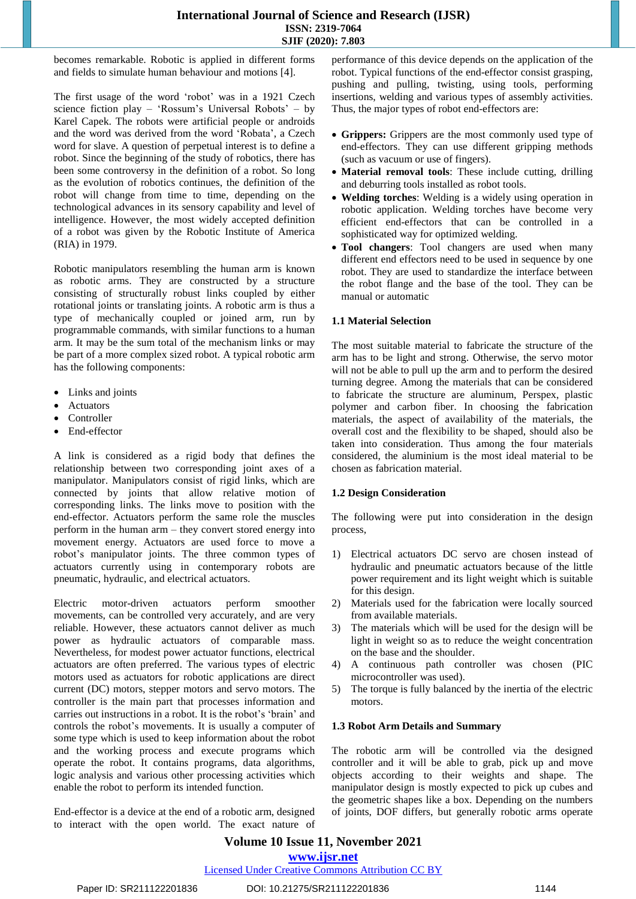becomes remarkable. Robotic is applied in different forms and fields to simulate human behaviour and motions [4].

The first usage of the word 'robot' was in a 1921 Czech science fiction play – 'Rossum's Universal Robots' – by Karel Capek. The robots were artificial people or androids and the word was derived from the word 'Robata', a Czech word for slave. A question of perpetual interest is to define a robot. Since the beginning of the study of robotics, there has been some controversy in the definition of a robot. So long as the evolution of robotics continues, the definition of the robot will change from time to time, depending on the technological advances in its sensory capability and level of intelligence. However, the most widely accepted definition of a robot was given by the Robotic Institute of America (RIA) in 1979.

Robotic manipulators resembling the human arm is known as robotic arms. They are constructed by a structure consisting of structurally robust links coupled by either rotational joints or translating joints. A robotic arm is thus a type of mechanically coupled or joined arm, run by programmable commands, with similar functions to a human arm. It may be the sum total of the mechanism links or may be part of a more complex sized robot. A typical robotic arm has the following components:

- Links and joints
- Actuators
- Controller
- End-effector

A link is considered as a rigid body that defines the relationship between two corresponding joint axes of a manipulator. Manipulators consist of rigid links, which are connected by joints that allow relative motion of corresponding links. The links move to position with the end-effector. Actuators perform the same role the muscles perform in the human arm – they convert stored energy into movement energy. Actuators are used force to move a robot's manipulator joints. The three common types of actuators currently using in contemporary robots are pneumatic, hydraulic, and electrical actuators.

Electric motor-driven actuators perform smoother movements, can be controlled very accurately, and are very reliable. However, these actuators cannot deliver as much power as hydraulic actuators of comparable mass. Nevertheless, for modest power actuator functions, electrical actuators are often preferred. The various types of electric motors used as actuators for robotic applications are direct current (DC) motors, stepper motors and servo motors. The controller is the main part that processes information and carries out instructions in a robot. It is the robot's 'brain' and controls the robot's movements. It is usually a computer of some type which is used to keep information about the robot and the working process and execute programs which operate the robot. It contains programs, data algorithms, logic analysis and various other processing activities which enable the robot to perform its intended function.

End-effector is a device at the end of a robotic arm, designed to interact with the open world. The exact nature of performance of this device depends on the application of the robot. Typical functions of the end-effector consist grasping, pushing and pulling, twisting, using tools, performing insertions, welding and various types of assembly activities. Thus, the major types of robot end-effectors are:

- **Grippers:** Grippers are the most commonly used type of end-effectors. They can use different gripping methods (such as vacuum or use of fingers).
- **Material removal tools**: These include cutting, drilling and deburring tools installed as robot tools.
- **Welding torches**: Welding is a widely using operation in robotic application. Welding torches have become very efficient end-effectors that can be controlled in a sophisticated way for optimized welding.
- **Tool changers**: Tool changers are used when many different end effectors need to be used in sequence by one robot. They are used to standardize the interface between the robot flange and the base of the tool. They can be manual or automatic

### 1.1 Material Selection

The most suitable material to fabricate the structure of the arm has to be light and strong. Otherwise, the servo motor will not be able to pull up the arm and to perform the desired turning degree. Among the materials that can be considered to fabricate the structure are aluminum, Perspex, plastic polymer and carbon fiber. In choosing the fabrication materials, the aspect of availability of the materials, the overall cost and the flexibility to be shaped, should also be taken into consideration. Thus among the four materials considered, the aluminium is the most ideal material to be chosen as fabrication material.

### 1.2 Design Consideration

The following were put into consideration in the design process,

1) Electrical actuators DC servo are chosen instead of hydraulic and pneumatic actuators because of the little power requirement and its light weight which is suitable for this design.
2) Materials used for the fabrication were locally sourced from available materials.
3) The materials which will be used for the design will be light in weight so as to reduce the weight concentration on the base and the shoulder.
4) A continuous path controller was chosen (PIC microcontroller was used).
5) The torque is fully balanced by the inertia of the electric motors.

### 1.3 Robot Arm Details and Summary

The robotic arm will be controlled via the designed controller and it will be able to grab, pick up and move objects according to their weights and shape. The manipulator design is mostly expected to pick up cubes and the geometric shapes like a box. Depending on the numbers of joints, DOF differs, but generally robotic arms operate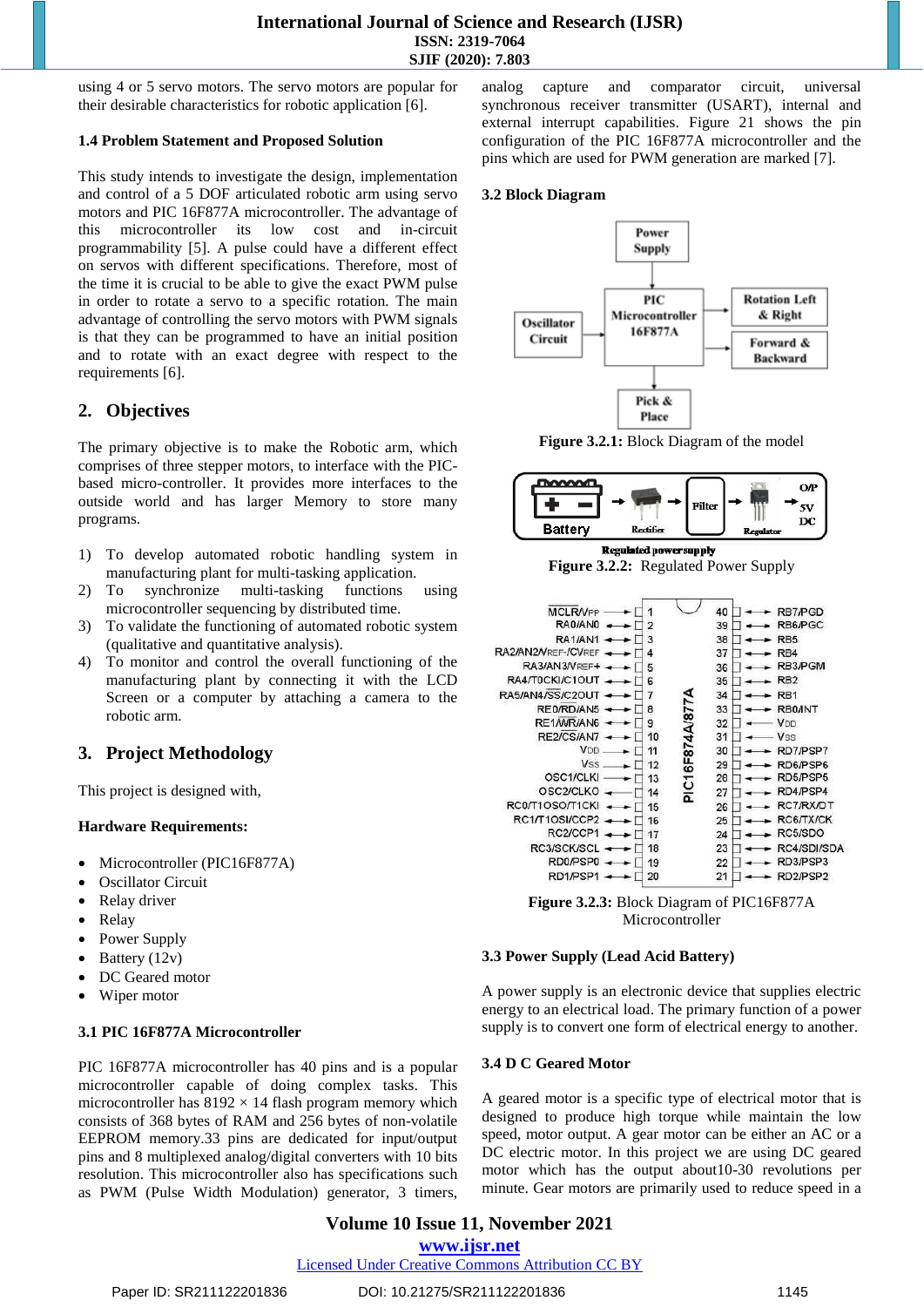using 4 or 5 servo motors. The servo motors are popular for their desirable characteristics for robotic application [6].

### 1.4 Problem Statement and Proposed Solution

This study intends to investigate the design, implementation and control of a 5 DOF articulated robotic arm using servo motors and PIC 16F877A microcontroller. The advantage of this microcontroller its low cost and in-circuit programmability [5]. A pulse could have a different effect on servos with different specifications. Therefore, most of the time it is crucial to be able to give the exact PWM pulse in order to rotate a servo to a specific rotation. The main advantage of controlling the servo motors with PWM signals is that they can be programmed to have an initial position and to rotate with an exact degree with respect to the requirements [6].

## 2. Objectives

The primary objective is to make the Robotic arm, which comprises of three stepper motors, to interface with the PIC-based micro-controller. It provides more interfaces to the outside world and has larger Memory to store many programs.

1) To develop automated robotic handling system in manufacturing plant for multi-tasking application.
2) To synchronize multi-tasking functions using microcontroller sequencing by distributed time.
3) To validate the functioning of automated robotic system (qualitative and quantitative analysis).
4) To monitor and control the overall functioning of the manufacturing plant by connecting it with the LCD Screen or a computer by attaching a camera to the robotic arm.

## 3. Project Methodology

This project is designed with,

**Hardware Requirements:**

- Microcontroller (PIC16F877A)
- Oscillator Circuit
- Relay driver
- Relay
- Power Supply
- Battery (12v)
- DC Geared motor
- Wiper motor

### 3.1 PIC 16F877A Microcontroller

PIC 16F877A microcontroller has 40 pins and is a popular microcontroller capable of doing complex tasks. This microcontroller has 8192 × 14 flash program memory which consists of 368 bytes of RAM and 256 bytes of non-volatile EEPROM memory.33 pins are dedicated for input/output pins and 8 multiplexed analog/digital converters with 10 bits resolution. This microcontroller also has specifications such as PWM (Pulse Width Modulation) generator, 3 timers, analog capture and comparator circuit, universal synchronous receiver transmitter (USART), internal and external interrupt capabilities. Figure 21 shows the pin configuration of the PIC 16F877A microcontroller and the pins which are used for PWM generation are marked [7].

### 3.2 Block Diagram

Power Supply → PIC Microcontroller 16F877A; Oscillator Circuit → PIC Microcontroller 16F877A; PIC Microcontroller 16F877A → Rotation Left & Right, Forward & Backward, Pick & Place

**Figure 3.2.1:** Block Diagram of the model

Battery → Rectifier → Filter → Regulator → O/P 5V DC

Regulated power supply

**Figure 3.2.2:** Regulated Power Supply

| Pin | Function | Pin | Function |
|---|---|---|---|
| 1 | MCLR/VPP | 40 | RB7/PGD |
| 2 | RA0/AN0 | 39 | RB6/PGC |
| 3 | RA1/AN1 | 38 | RB5 |
| 4 | RA2/AN2/VREF-/CVREF | 37 | RB4 |
| 5 | RA3/AN3/VREF+ | 36 | RB3/PGM |
| 6 | RA4/T0CKI/C1OUT | 35 | RB2 |
| 7 | RA5/AN4/SS/C2OUT | 34 | RB1 |
| 8 | RE0/RD/AN5 | 33 | RB0/INT |
| 9 | RE1/WR/AN6 | 32 | VDD |
| 10 | RE2/CS/AN7 | 31 | VSS |
| 11 | VDD | 30 | RD7/PSP7 |
| 12 | VSS | 29 | RD6/PSP6 |
| 13 | OSC1/CLKI | 28 | RD5/PSP5 |
| 14 | OSC2/CLKO | 27 | RD4/PSP4 |
| 15 | RC0/T1OSO/T1CKI | 26 | RC7/RX/DT |
| 16 | RC1/T1OSI/CCP2 | 25 | RC6/TX/CK |
| 17 | RC2/CCP1 | 24 | RC5/SDO |
| 18 | RC3/SCK/SCL | 23 | RC4/SDI/SDA |
| 19 | RD0/PSP0 | 22 | RD3/PSP3 |
| 20 | RD1/PSP1 | 21 | RD2/PSP2 |

PIC16F874A/877A

**Figure 3.2.3:** Block Diagram of PIC16F877A Microcontroller

### 3.3 Power Supply (Lead Acid Battery)

A power supply is an electronic device that supplies electric energy to an electrical load. The primary function of a power supply is to convert one form of electrical energy to another.

### 3.4 D C Geared Motor

A geared motor is a specific type of electrical motor that is designed to produce high torque while maintain the low speed, motor output. A gear motor can be either an AC or a DC electric motor. In this project we are using DC geared motor which has the output about10-30 revolutions per minute. Gear motors are primarily used to reduce speed in a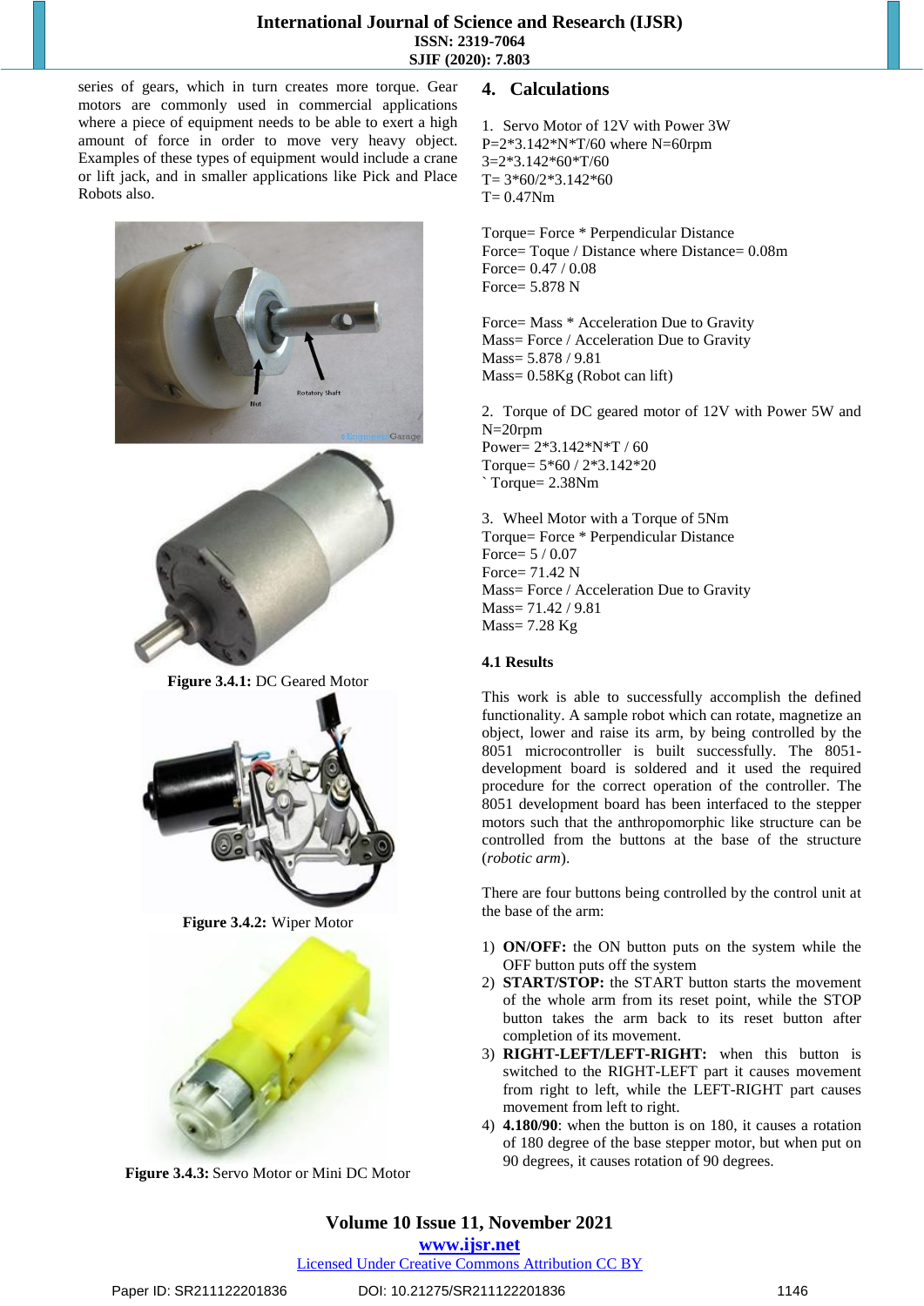series of gears, which in turn creates more torque. Gear motors are commonly used in commercial applications where a piece of equipment needs to be able to exert a high amount of force in order to move very heavy object. Examples of these types of equipment would include a crane or lift jack, and in smaller applications like Pick and Place Robots also.

**Figure 3.4.1:** DC Geared Motor

**Figure 3.4.2:** Wiper Motor

**Figure 3.4.3:** Servo Motor or Mini DC Motor

## 4. Calculations

1. Servo Motor of 12V with Power 3W
P=2*3.142*N*T/60 where N=60rpm
3=2*3.142*60*T/60
T= 3*60/2*3.142*60
T= 0.47Nm

Torque= Force * Perpendicular Distance
Force= Toque / Distance where Distance= 0.08m
Force= 0.47 / 0.08
Force= 5.878 N

Force= Mass * Acceleration Due to Gravity
Mass= Force / Acceleration Due to Gravity
Mass= 5.878 / 9.81
Mass= 0.58Kg (Robot can lift)

2. Torque of DC geared motor of 12V with Power 5W and N=20rpm
Power= 2*3.142*N*T / 60
Torque= 5*60 / 2*3.142*20
` Torque= 2.38Nm

3. Wheel Motor with a Torque of 5Nm
Torque= Force * Perpendicular Distance
Force= 5 / 0.07
Force= 71.42 N
Mass= Force / Acceleration Due to Gravity
Mass= 71.42 / 9.81
Mass= 7.28 Kg

### 4.1 Results

This work is able to successfully accomplish the defined functionality. A sample robot which can rotate, magnetize an object, lower and raise its arm, by being controlled by the 8051 microcontroller is built successfully. The 8051-development board is soldered and it used the required procedure for the correct operation of the controller. The 8051 development board has been interfaced to the stepper motors such that the anthropomorphic like structure can be controlled from the buttons at the base of the structure (*robotic arm*).

There are four buttons being controlled by the control unit at the base of the arm:

1) **ON/OFF:** the ON button puts on the system while the OFF button puts off the system
2) **START/STOP:** the START button starts the movement of the whole arm from its reset point, while the STOP button takes the arm back to its reset button after completion of its movement.
3) **RIGHT-LEFT/LEFT-RIGHT:** when this button is switched to the RIGHT-LEFT part it causes movement from right to left, while the LEFT-RIGHT part causes movement from left to right.
4) **4.180/90**: when the button is on 180, it causes a rotation of 180 degree of the base stepper motor, but when put on 90 degrees, it causes rotation of 90 degrees.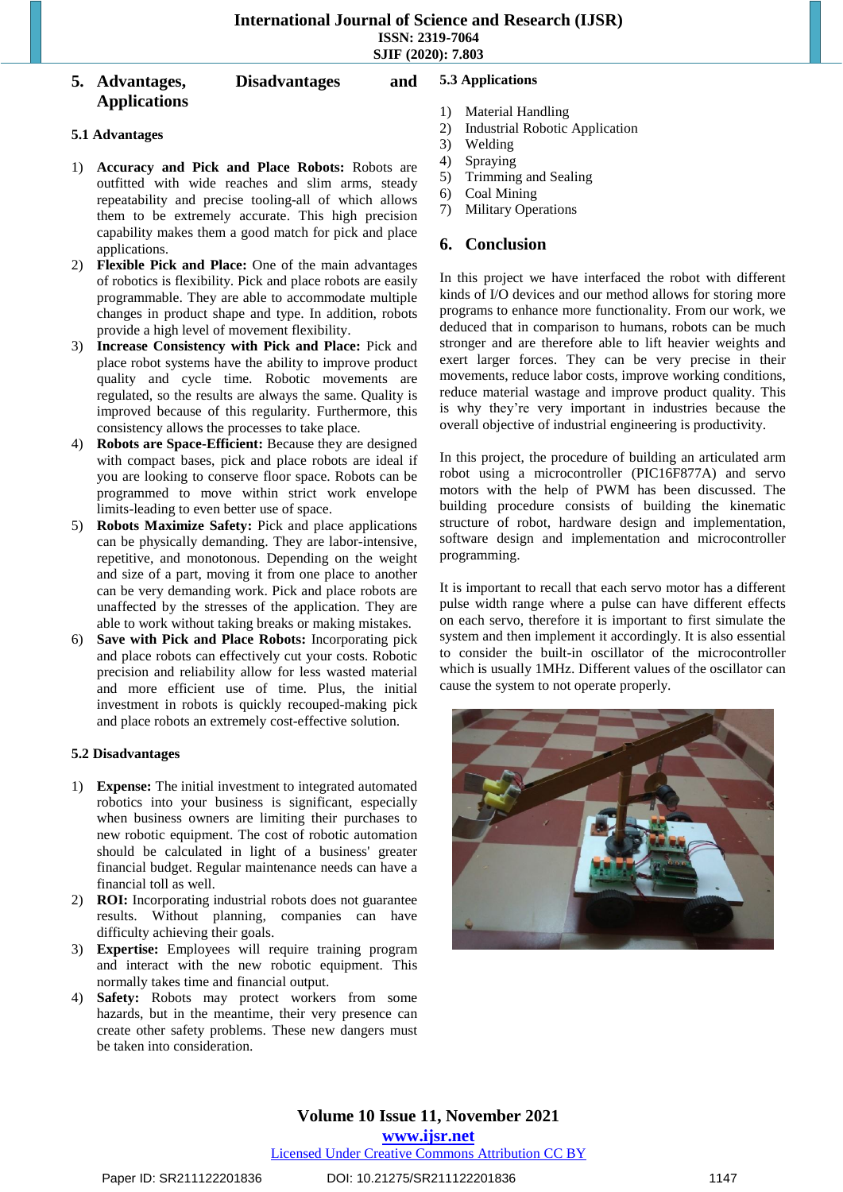## 5. Advantages, Disadvantages and Applications

### 5.1 Advantages

1) **Accuracy and Pick and Place Robots:** Robots are outfitted with wide reaches and slim arms, steady repeatability and precise tooling-all of which allows them to be extremely accurate. This high precision capability makes them a good match for pick and place applications.
2) **Flexible Pick and Place:** One of the main advantages of robotics is flexibility. Pick and place robots are easily programmable. They are able to accommodate multiple changes in product shape and type. In addition, robots provide a high level of movement flexibility.
3) **Increase Consistency with Pick and Place:** Pick and place robot systems have the ability to improve product quality and cycle time. Robotic movements are regulated, so the results are always the same. Quality is improved because of this regularity. Furthermore, this consistency allows the processes to take place.
4) **Robots are Space-Efficient:** Because they are designed with compact bases, pick and place robots are ideal if you are looking to conserve floor space. Robots can be programmed to move within strict work envelope limits-leading to even better use of space.
5) **Robots Maximize Safety:** Pick and place applications can be physically demanding. They are labor-intensive, repetitive, and monotonous. Depending on the weight and size of a part, moving it from one place to another can be very demanding work. Pick and place robots are unaffected by the stresses of the application. They are able to work without taking breaks or making mistakes.
6) **Save with Pick and Place Robots:** Incorporating pick and place robots can effectively cut your costs. Robotic precision and reliability allow for less wasted material and more efficient use of time. Plus, the initial investment in robots is quickly recouped-making pick and place robots an extremely cost-effective solution.

### 5.2 Disadvantages

1) **Expense:** The initial investment to integrated automated robotics into your business is significant, especially when business owners are limiting their purchases to new robotic equipment. The cost of robotic automation should be calculated in light of a business' greater financial budget. Regular maintenance needs can have a financial toll as well.
2) **ROI:** Incorporating industrial robots does not guarantee results. Without planning, companies can have difficulty achieving their goals.
3) **Expertise:** Employees will require training program and interact with the new robotic equipment. This normally takes time and financial output.
4) **Safety:** Robots may protect workers from some hazards, but in the meantime, their very presence can create other safety problems. These new dangers must be taken into consideration.

### 5.3 Applications

1) Material Handling
2) Industrial Robotic Application
3) Welding
4) Spraying
5) Trimming and Sealing
6) Coal Mining
7) Military Operations

## 6. Conclusion

In this project we have interfaced the robot with different kinds of I/O devices and our method allows for storing more programs to enhance more functionality. From our work, we deduced that in comparison to humans, robots can be much stronger and are therefore able to lift heavier weights and exert larger forces. They can be very precise in their movements, reduce labor costs, improve working conditions, reduce material wastage and improve product quality. This is why they're very important in industries because the overall objective of industrial engineering is productivity.

In this project, the procedure of building an articulated arm robot using a microcontroller (PIC16F877A) and servo motors with the help of PWM has been discussed. The building procedure consists of building the kinematic structure of robot, hardware design and implementation, software design and implementation and microcontroller programming.

It is important to recall that each servo motor has a different pulse width range where a pulse can have different effects on each servo, therefore it is important to first simulate the system and then implement it accordingly. It is also essential to consider the built-in oscillator of the microcontroller which is usually 1MHz. Different values of the oscillator can cause the system to not operate properly.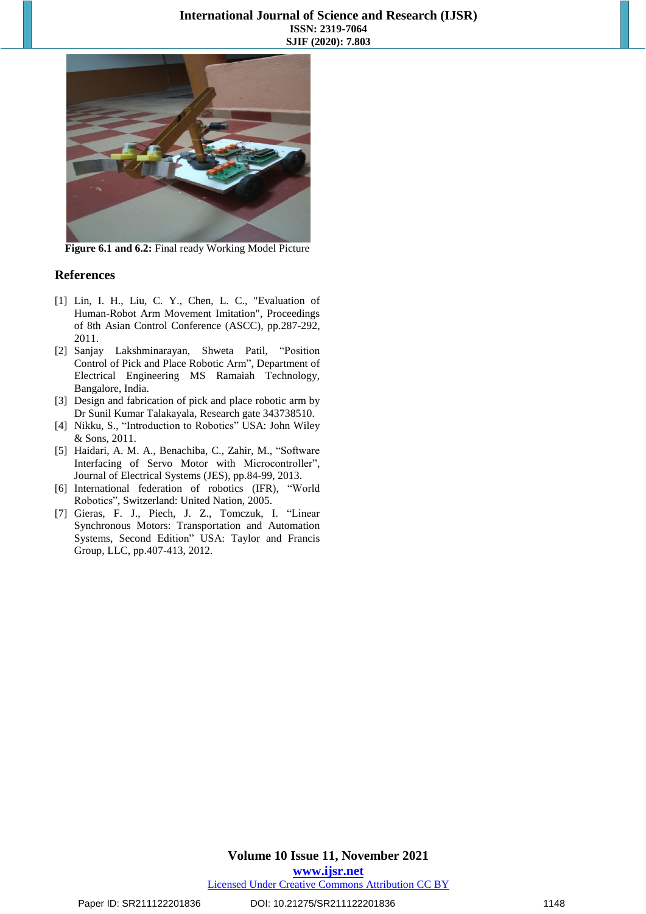Figure 6.1 and 6.2: Final ready Working Model Picture

## References

[1] Lin, I. H., Liu, C. Y., Chen, L. C., "Evaluation of Human-Robot Arm Movement Imitation", Proceedings of 8th Asian Control Conference (ASCC), pp.287-292, 2011.

[2] Sanjay Lakshminarayan, Shweta Patil, "Position Control of Pick and Place Robotic Arm", Department of Electrical Engineering MS Ramaiah Technology, Bangalore, India.

[3] Design and fabrication of pick and place robotic arm by Dr Sunil Kumar Talakayala, Research gate 343738510.

[4] Nikku, S., "Introduction to Robotics" USA: John Wiley & Sons, 2011.

[5] Haidari, A. M. A., Benachiba, C., Zahir, M., "Software Interfacing of Servo Motor with Microcontroller", Journal of Electrical Systems (JES), pp.84-99, 2013.

[6] International federation of robotics (IFR), "World Robotics", Switzerland: United Nation, 2005.

[7] Gieras, F. J., Piech, J. Z., Tomczuk, I. "Linear Synchronous Motors: Transportation and Automation Systems, Second Edition" USA: Taylor and Francis Group, LLC, pp.407-413, 2012.